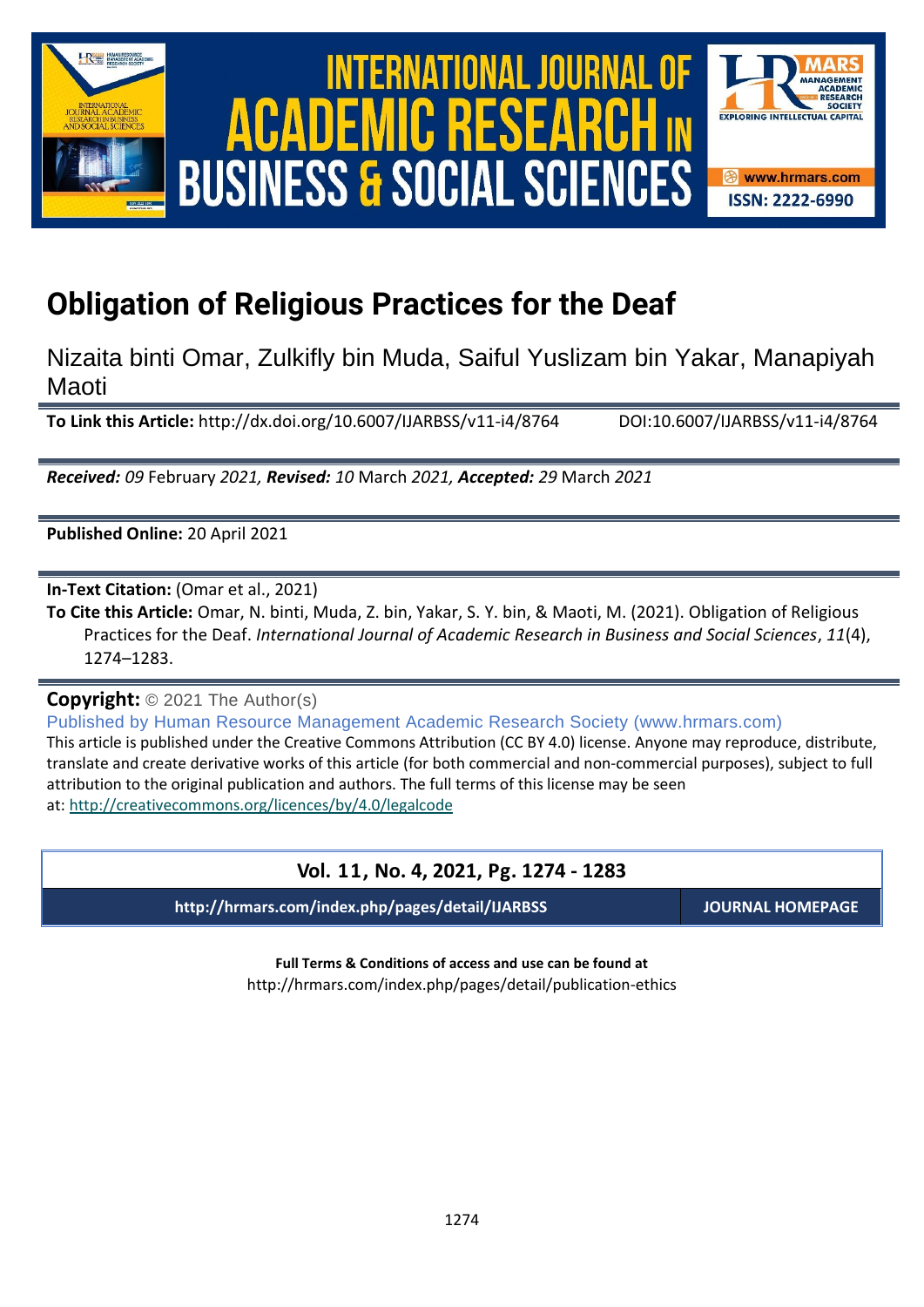# Obligation of Religious Practices for the Deaf

Nizaita binti Omar, Zulkifly bin Muda, Saiful Yuslizam bin Yakar, Manapiyah Maoti

**To Link this Article:** http://dx.doi.org/10.6007/IJARBSS/v11-i4/8764 DOI:10.6007/IJARBSS/v11-i4/8764

***Received:*** *09* February *2021,* ***Revised:*** *10* March *2021,* ***Accepted:*** *29* March *2021*

**Published Online:** 20 April 2021

**In-Text Citation:** (Omar et al., 2021)

**To Cite this Article:** Omar, N. binti, Muda, Z. bin, Yakar, S. Y. bin, & Maoti, M. (2021). Obligation of Religious Practices for the Deaf. *International Journal of Academic Research in Business and Social Sciences*, *11*(4), 1274–1283.

**Copyright:** © 2021 The Author(s)

Published by Human Resource Management Academic Research Society (www.hrmars.com)

This article is published under the Creative Commons Attribution (CC BY 4.0) license. Anyone may reproduce, distribute, translate and create derivative works of this article (for both commercial and non-commercial purposes), subject to full attribution to the original publication and authors. The full terms of this license may be seen at: http://creativecommons.org/licences/by/4.0/legalcode

**Vol. 11, No. 4, 2021, Pg. 1274 - 1283**

**http://hrmars.com/index.php/pages/detail/IJARBSS** **JOURNAL HOMEPAGE**

**Full Terms & Conditions of access and use can be found at**

http://hrmars.com/index.php/pages/detail/publication-ethics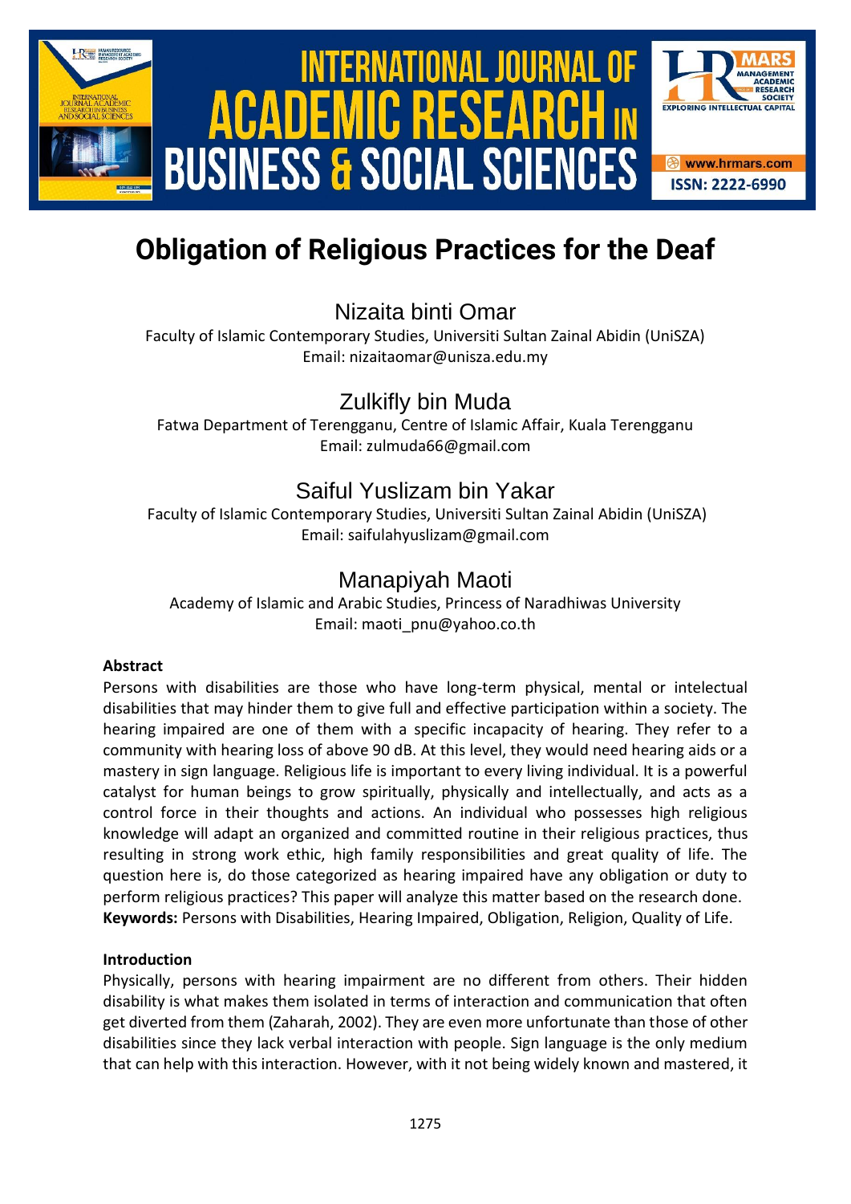# Obligation of Religious Practices for the Deaf

Nizaita binti Omar

Faculty of Islamic Contemporary Studies, Universiti Sultan Zainal Abidin (UniSZA)
Email: nizaitaomar@unisza.edu.my

Zulkifly bin Muda

Fatwa Department of Terengganu, Centre of Islamic Affair, Kuala Terengganu
Email: zulmuda66@gmail.com

Saiful Yuslizam bin Yakar

Faculty of Islamic Contemporary Studies, Universiti Sultan Zainal Abidin (UniSZA)
Email: saifulahyuslizam@gmail.com

Manapiyah Maoti

Academy of Islamic and Arabic Studies, Princess of Naradhiwas University
Email: maoti_pnu@yahoo.co.th

**Abstract**

Persons with disabilities are those who have long-term physical, mental or intelectual disabilities that may hinder them to give full and effective participation within a society. The hearing impaired are one of them with a specific incapacity of hearing. They refer to a community with hearing loss of above 90 dB. At this level, they would need hearing aids or a mastery in sign language. Religious life is important to every living individual. It is a powerful catalyst for human beings to grow spiritually, physically and intellectually, and acts as a control force in their thoughts and actions. An individual who possesses high religious knowledge will adapt an organized and committed routine in their religious practices, thus resulting in strong work ethic, high family responsibilities and great quality of life. The question here is, do those categorized as hearing impaired have any obligation or duty to perform religious practices? This paper will analyze this matter based on the research done.
**Keywords:** Persons with Disabilities, Hearing Impaired, Obligation, Religion, Quality of Life.

**Introduction**

Physically, persons with hearing impairment are no different from others. Their hidden disability is what makes them isolated in terms of interaction and communication that often get diverted from them (Zaharah, 2002). They are even more unfortunate than those of other disabilities since they lack verbal interaction with people. Sign language is the only medium that can help with this interaction. However, with it not being widely known and mastered, it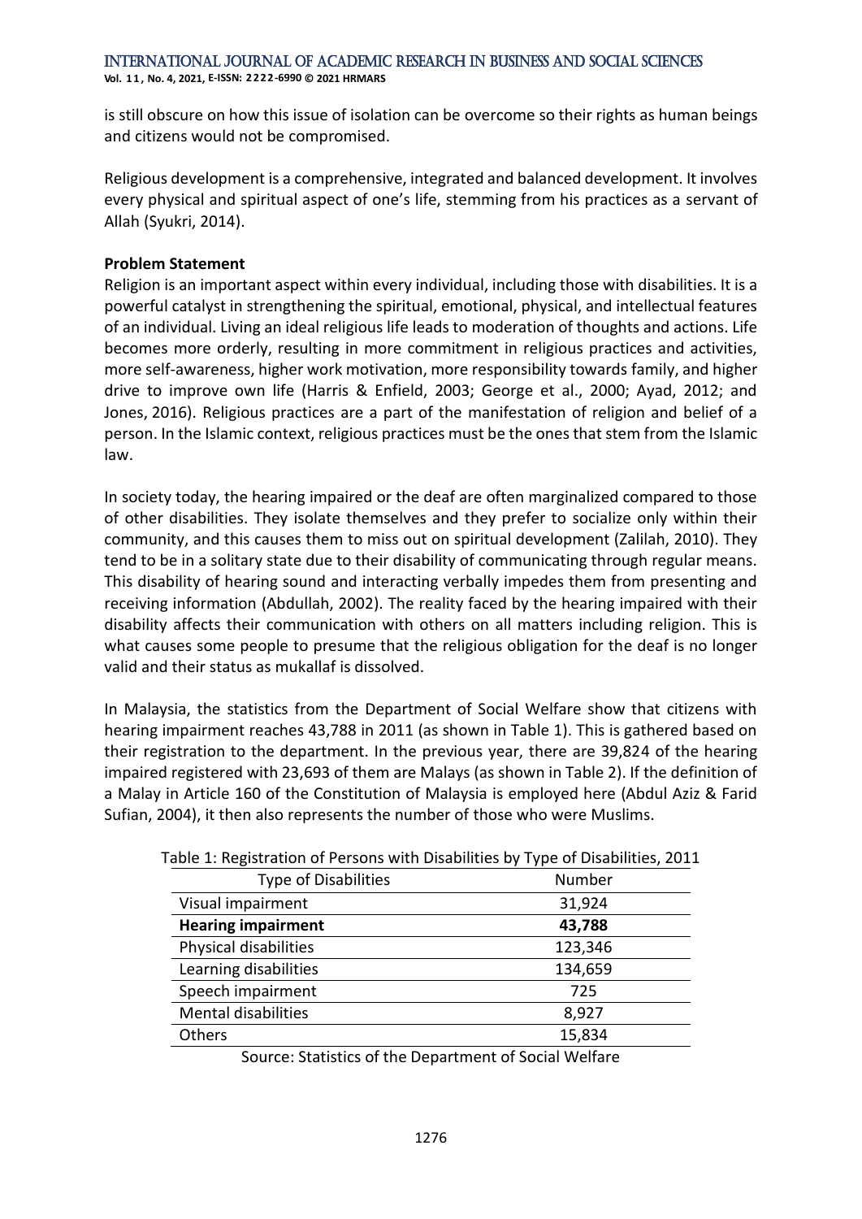is still obscure on how this issue of isolation can be overcome so their rights as human beings and citizens would not be compromised.

Religious development is a comprehensive, integrated and balanced development. It involves every physical and spiritual aspect of one's life, stemming from his practices as a servant of Allah (Syukri, 2014).

**Problem Statement**

Religion is an important aspect within every individual, including those with disabilities. It is a powerful catalyst in strengthening the spiritual, emotional, physical, and intellectual features of an individual. Living an ideal religious life leads to moderation of thoughts and actions. Life becomes more orderly, resulting in more commitment in religious practices and activities, more self-awareness, higher work motivation, more responsibility towards family, and higher drive to improve own life (Harris & Enfield, 2003; George et al., 2000; Ayad, 2012; and Jones, 2016). Religious practices are a part of the manifestation of religion and belief of a person. In the Islamic context, religious practices must be the ones that stem from the Islamic law.

In society today, the hearing impaired or the deaf are often marginalized compared to those of other disabilities. They isolate themselves and they prefer to socialize only within their community, and this causes them to miss out on spiritual development (Zalilah, 2010). They tend to be in a solitary state due to their disability of communicating through regular means. This disability of hearing sound and interacting verbally impedes them from presenting and receiving information (Abdullah, 2002). The reality faced by the hearing impaired with their disability affects their communication with others on all matters including religion. This is what causes some people to presume that the religious obligation for the deaf is no longer valid and their status as mukallaf is dissolved.

In Malaysia, the statistics from the Department of Social Welfare show that citizens with hearing impairment reaches 43,788 in 2011 (as shown in Table 1). This is gathered based on their registration to the department. In the previous year, there are 39,824 of the hearing impaired registered with 23,693 of them are Malays (as shown in Table 2). If the definition of a Malay in Article 160 of the Constitution of Malaysia is employed here (Abdul Aziz & Farid Sufian, 2004), it then also represents the number of those who were Muslims.

Table 1: Registration of Persons with Disabilities by Type of Disabilities, 2011

| Type of Disabilities | Number |
|---|---|
| Visual impairment | 31,924 |
| **Hearing impairment** | **43,788** |
| Physical disabilities | 123,346 |
| Learning disabilities | 134,659 |
| Speech impairment | 725 |
| Mental disabilities | 8,927 |
| Others | 15,834 |

Source: Statistics of the Department of Social Welfare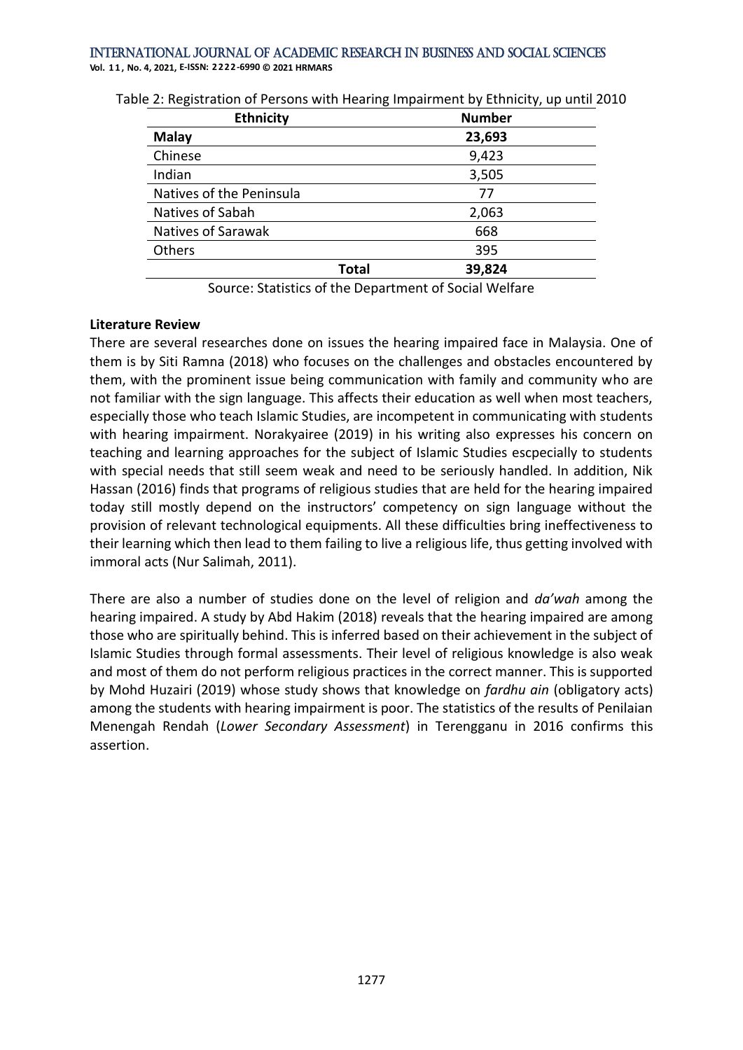Table 2: Registration of Persons with Hearing Impairment by Ethnicity, up until 2010

| Ethnicity | Number |
|---|---|
| **Malay** | **23,693** |
| Chinese | 9,423 |
| Indian | 3,505 |
| Natives of the Peninsula | 77 |
| Natives of Sabah | 2,063 |
| Natives of Sarawak | 668 |
| Others | 395 |
| **Total** | **39,824** |

Source: Statistics of the Department of Social Welfare

**Literature Review**

There are several researches done on issues the hearing impaired face in Malaysia. One of them is by Siti Ramna (2018) who focuses on the challenges and obstacles encountered by them, with the prominent issue being communication with family and community who are not familiar with the sign language. This affects their education as well when most teachers, especially those who teach Islamic Studies, are incompetent in communicating with students with hearing impairment. Norakyairee (2019) in his writing also expresses his concern on teaching and learning approaches for the subject of Islamic Studies escpecially to students with special needs that still seem weak and need to be seriously handled. In addition, Nik Hassan (2016) finds that programs of religious studies that are held for the hearing impaired today still mostly depend on the instructors' competency on sign language without the provision of relevant technological equipments. All these difficulties bring ineffectiveness to their learning which then lead to them failing to live a religious life, thus getting involved with immoral acts (Nur Salimah, 2011).

There are also a number of studies done on the level of religion and *da'wah* among the hearing impaired. A study by Abd Hakim (2018) reveals that the hearing impaired are among those who are spiritually behind. This is inferred based on their achievement in the subject of Islamic Studies through formal assessments. Their level of religious knowledge is also weak and most of them do not perform religious practices in the correct manner. This is supported by Mohd Huzairi (2019) whose study shows that knowledge on *fardhu ain* (obligatory acts) among the students with hearing impairment is poor. The statistics of the results of Penilaian Menengah Rendah (*Lower Secondary Assessment*) in Terengganu in 2016 confirms this assertion.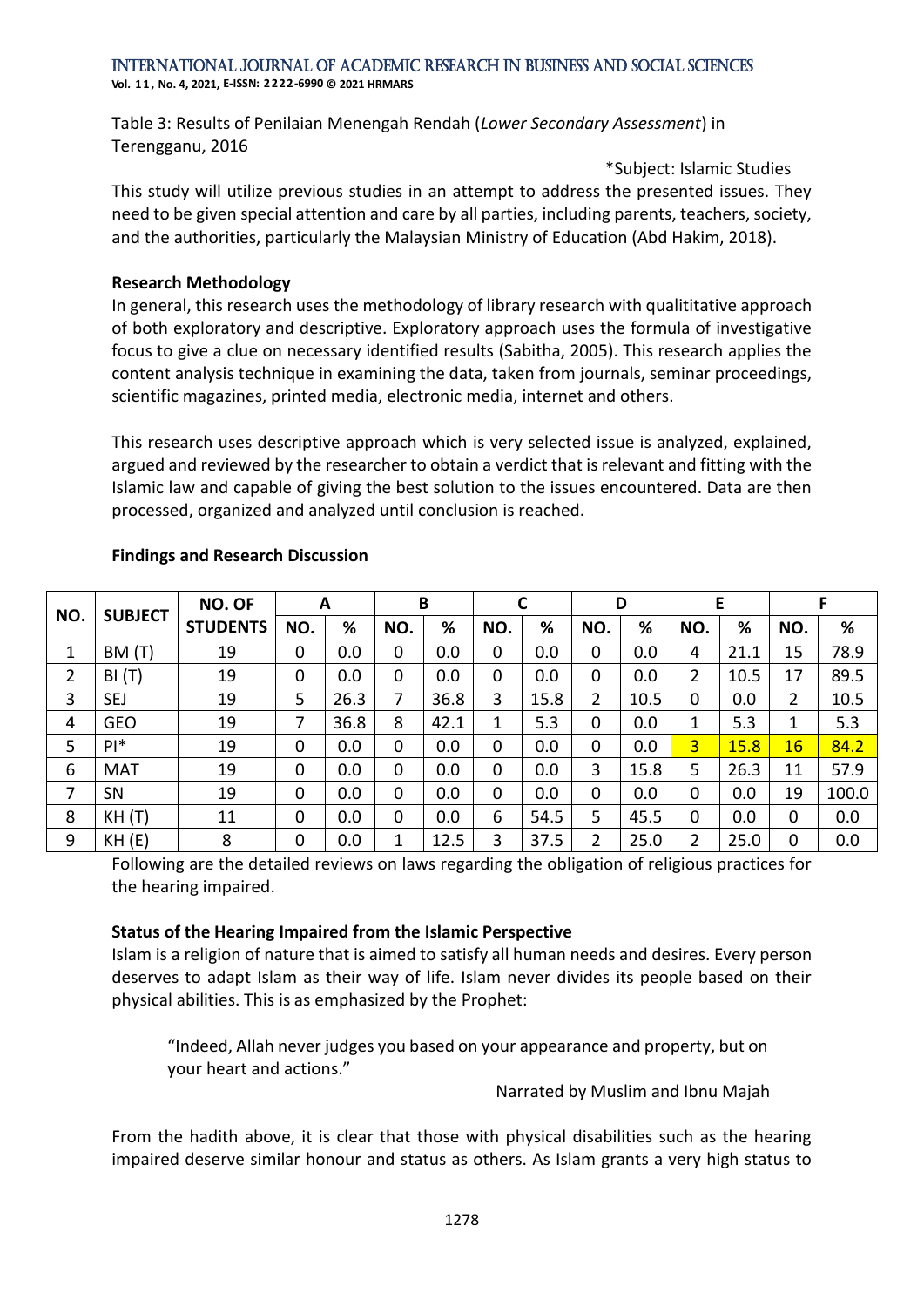Table 3: Results of Penilaian Menengah Rendah (*Lower Secondary Assessment*) in Terengganu, 2016

*Subject: Islamic Studies

This study will utilize previous studies in an attempt to address the presented issues. They need to be given special attention and care by all parties, including parents, teachers, society, and the authorities, particularly the Malaysian Ministry of Education (Abd Hakim, 2018).

### Research Methodology

In general, this research uses the methodology of library research with qualititative approach of both exploratory and descriptive. Exploratory approach uses the formula of investigative focus to give a clue on necessary identified results (Sabitha, 2005). This research applies the content analysis technique in examining the data, taken from journals, seminar proceedings, scientific magazines, printed media, electronic media, internet and others.

This research uses descriptive approach which is very selected issue is analyzed, explained, argued and reviewed by the researcher to obtain a verdict that is relevant and fitting with the Islamic law and capable of giving the best solution to the issues encountered. Data are then processed, organized and analyzed until conclusion is reached.

### Findings and Research Discussion

| NO. | SUBJECT | NO. OF STUDENTS | A | | B | | C | | D | | E | | F | |
|---|---|---|---|---|---|---|---|---|---|---|---|---|---|---|
| | | | NO. | % | NO. | % | NO. | % | NO. | % | NO. | % | NO. | % |
| 1 | BM (T) | 19 | 0 | 0.0 | 0 | 0.0 | 0 | 0.0 | 0 | 0.0 | 4 | 21.1 | 15 | 78.9 |
| 2 | BI (T) | 19 | 0 | 0.0 | 0 | 0.0 | 0 | 0.0 | 0 | 0.0 | 2 | 10.5 | 17 | 89.5 |
| 3 | SEJ | 19 | 5 | 26.3 | 7 | 36.8 | 3 | 15.8 | 2 | 10.5 | 0 | 0.0 | 2 | 10.5 |
| 4 | GEO | 19 | 7 | 36.8 | 8 | 42.1 | 1 | 5.3 | 0 | 0.0 | 1 | 5.3 | 1 | 5.3 |
| 5 | PI* | 19 | 0 | 0.0 | 0 | 0.0 | 0 | 0.0 | 0 | 0.0 | 3 | 15.8 | 16 | 84.2 |
| 6 | MAT | 19 | 0 | 0.0 | 0 | 0.0 | 0 | 0.0 | 3 | 15.8 | 5 | 26.3 | 11 | 57.9 |
| 7 | SN | 19 | 0 | 0.0 | 0 | 0.0 | 0 | 0.0 | 0 | 0.0 | 0 | 0.0 | 19 | 100.0 |
| 8 | KH (T) | 11 | 0 | 0.0 | 0 | 0.0 | 6 | 54.5 | 5 | 45.5 | 0 | 0.0 | 0 | 0.0 |
| 9 | KH (E) | 8 | 0 | 0.0 | 1 | 12.5 | 3 | 37.5 | 2 | 25.0 | 2 | 25.0 | 0 | 0.0 |

Following are the detailed reviews on laws regarding the obligation of religious practices for the hearing impaired.

### Status of the Hearing Impaired from the Islamic Perspective

Islam is a religion of nature that is aimed to satisfy all human needs and desires. Every person deserves to adapt Islam as their way of life. Islam never divides its people based on their physical abilities. This is as emphasized by the Prophet:

> "Indeed, Allah never judges you based on your appearance and property, but on your heart and actions."
>
> Narrated by Muslim and Ibnu Majah

From the hadith above, it is clear that those with physical disabilities such as the hearing impaired deserve similar honour and status as others. As Islam grants a very high status to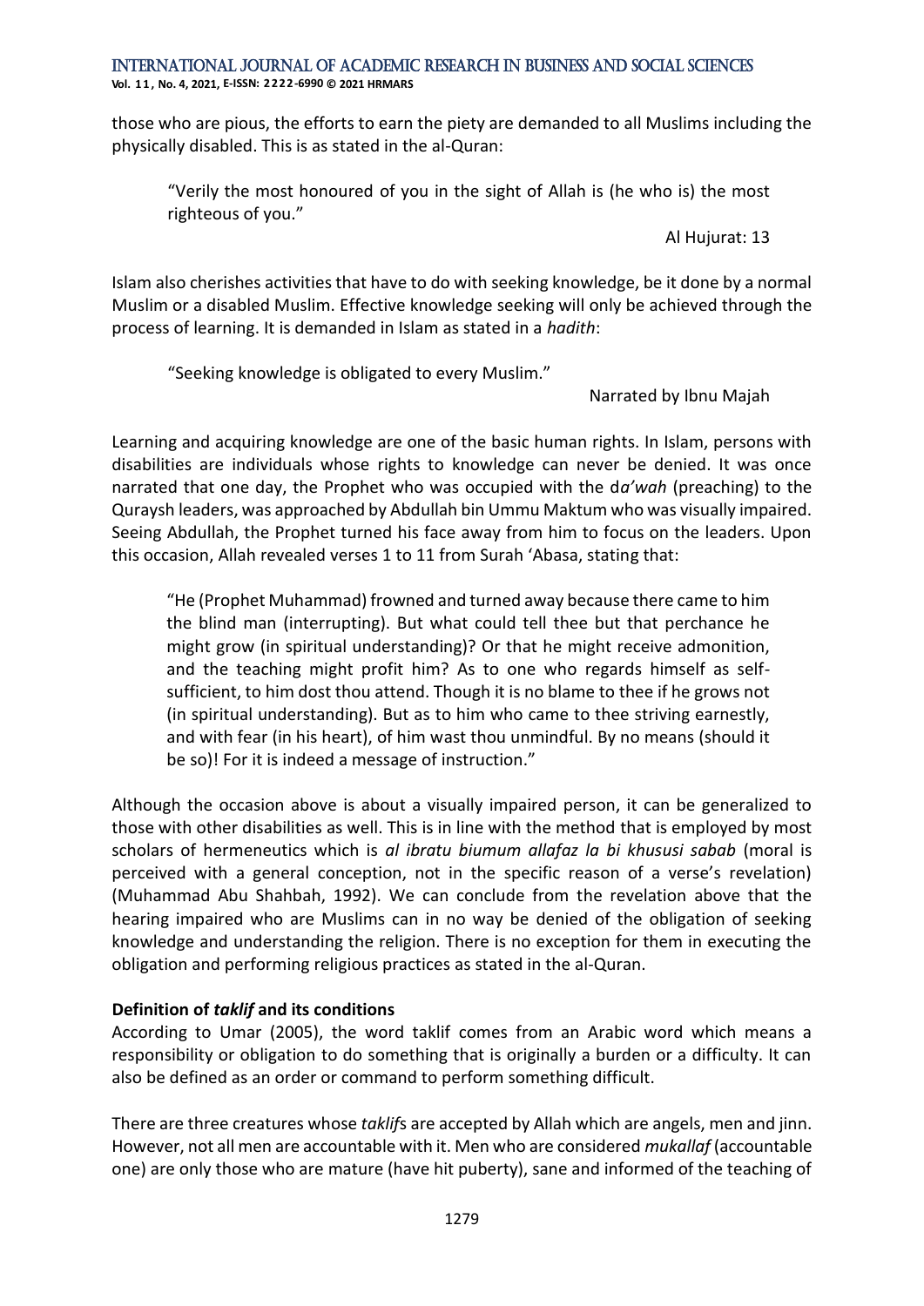those who are pious, the efforts to earn the piety are demanded to all Muslims including the physically disabled. This is as stated in the al-Quran:

> "Verily the most honoured of you in the sight of Allah is (he who is) the most righteous of you."
>
> Al Hujurat: 13

Islam also cherishes activities that have to do with seeking knowledge, be it done by a normal Muslim or a disabled Muslim. Effective knowledge seeking will only be achieved through the process of learning. It is demanded in Islam as stated in a *hadith*:

> "Seeking knowledge is obligated to every Muslim."
>
> Narrated by Ibnu Majah

Learning and acquiring knowledge are one of the basic human rights. In Islam, persons with disabilities are individuals whose rights to knowledge can never be denied. It was once narrated that one day, the Prophet who was occupied with the d*a'wah* (preaching) to the Quraysh leaders, was approached by Abdullah bin Ummu Maktum who was visually impaired. Seeing Abdullah, the Prophet turned his face away from him to focus on the leaders. Upon this occasion, Allah revealed verses 1 to 11 from Surah 'Abasa, stating that:

> "He (Prophet Muhammad) frowned and turned away because there came to him the blind man (interrupting). But what could tell thee but that perchance he might grow (in spiritual understanding)? Or that he might receive admonition, and the teaching might profit him? As to one who regards himself as self-sufficient, to him dost thou attend. Though it is no blame to thee if he grows not (in spiritual understanding). But as to him who came to thee striving earnestly, and with fear (in his heart), of him wast thou unmindful. By no means (should it be so)! For it is indeed a message of instruction."

Although the occasion above is about a visually impaired person, it can be generalized to those with other disabilities as well. This is in line with the method that is employed by most scholars of hermeneutics which is *al ibratu biumum allafaz la bi khususi sabab* (moral is perceived with a general conception, not in the specific reason of a verse's revelation) (Muhammad Abu Shahbah, 1992). We can conclude from the revelation above that the hearing impaired who are Muslims can in no way be denied of the obligation of seeking knowledge and understanding the religion. There is no exception for them in executing the obligation and performing religious practices as stated in the al-Quran.

### Definition of *taklif* and its conditions

According to Umar (2005), the word taklif comes from an Arabic word which means a responsibility or obligation to do something that is originally a burden or a difficulty. It can also be defined as an order or command to perform something difficult.

There are three creatures whose *taklif*s are accepted by Allah which are angels, men and jinn. However, not all men are accountable with it. Men who are considered *mukallaf* (accountable one) are only those who are mature (have hit puberty), sane and informed of the teaching of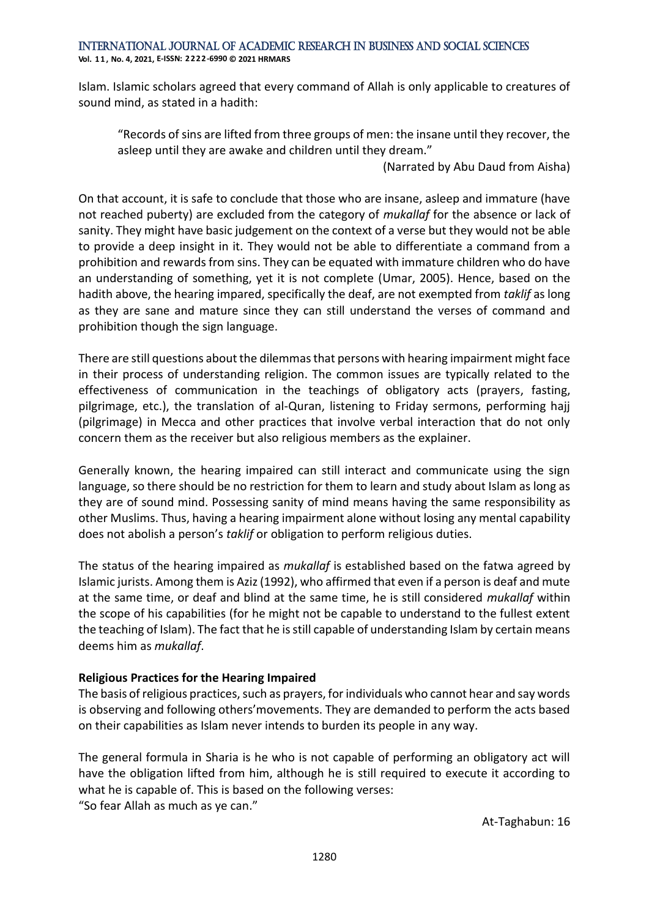Islam. Islamic scholars agreed that every command of Allah is only applicable to creatures of sound mind, as stated in a hadith:

> "Records of sins are lifted from three groups of men: the insane until they recover, the asleep until they are awake and children until they dream."
>
> (Narrated by Abu Daud from Aisha)

On that account, it is safe to conclude that those who are insane, asleep and immature (have not reached puberty) are excluded from the category of *mukallaf* for the absence or lack of sanity. They might have basic judgement on the context of a verse but they would not be able to provide a deep insight in it. They would not be able to differentiate a command from a prohibition and rewards from sins. They can be equated with immature children who do have an understanding of something, yet it is not complete (Umar, 2005). Hence, based on the hadith above, the hearing impared, specifically the deaf, are not exempted from *taklif* as long as they are sane and mature since they can still understand the verses of command and prohibition though the sign language.

There are still questions about the dilemmas that persons with hearing impairment might face in their process of understanding religion. The common issues are typically related to the effectiveness of communication in the teachings of obligatory acts (prayers, fasting, pilgrimage, etc.), the translation of al-Quran, listening to Friday sermons, performing hajj (pilgrimage) in Mecca and other practices that involve verbal interaction that do not only concern them as the receiver but also religious members as the explainer.

Generally known, the hearing impaired can still interact and communicate using the sign language, so there should be no restriction for them to learn and study about Islam as long as they are of sound mind. Possessing sanity of mind means having the same responsibility as other Muslims. Thus, having a hearing impairment alone without losing any mental capability does not abolish a person's *taklif* or obligation to perform religious duties.

The status of the hearing impaired as *mukallaf* is established based on the fatwa agreed by Islamic jurists. Among them is Aziz (1992), who affirmed that even if a person is deaf and mute at the same time, or deaf and blind at the same time, he is still considered *mukallaf* within the scope of his capabilities (for he might not be capable to understand to the fullest extent the teaching of Islam). The fact that he is still capable of understanding Islam by certain means deems him as *mukallaf*.

**Religious Practices for the Hearing Impaired**

The basis of religious practices, such as prayers, for individuals who cannot hear and say words is observing and following others'movements. They are demanded to perform the acts based on their capabilities as Islam never intends to burden its people in any way.

The general formula in Sharia is he who is not capable of performing an obligatory act will have the obligation lifted from him, although he is still required to execute it according to what he is capable of. This is based on the following verses:

"So fear Allah as much as ye can."

At-Taghabun: 16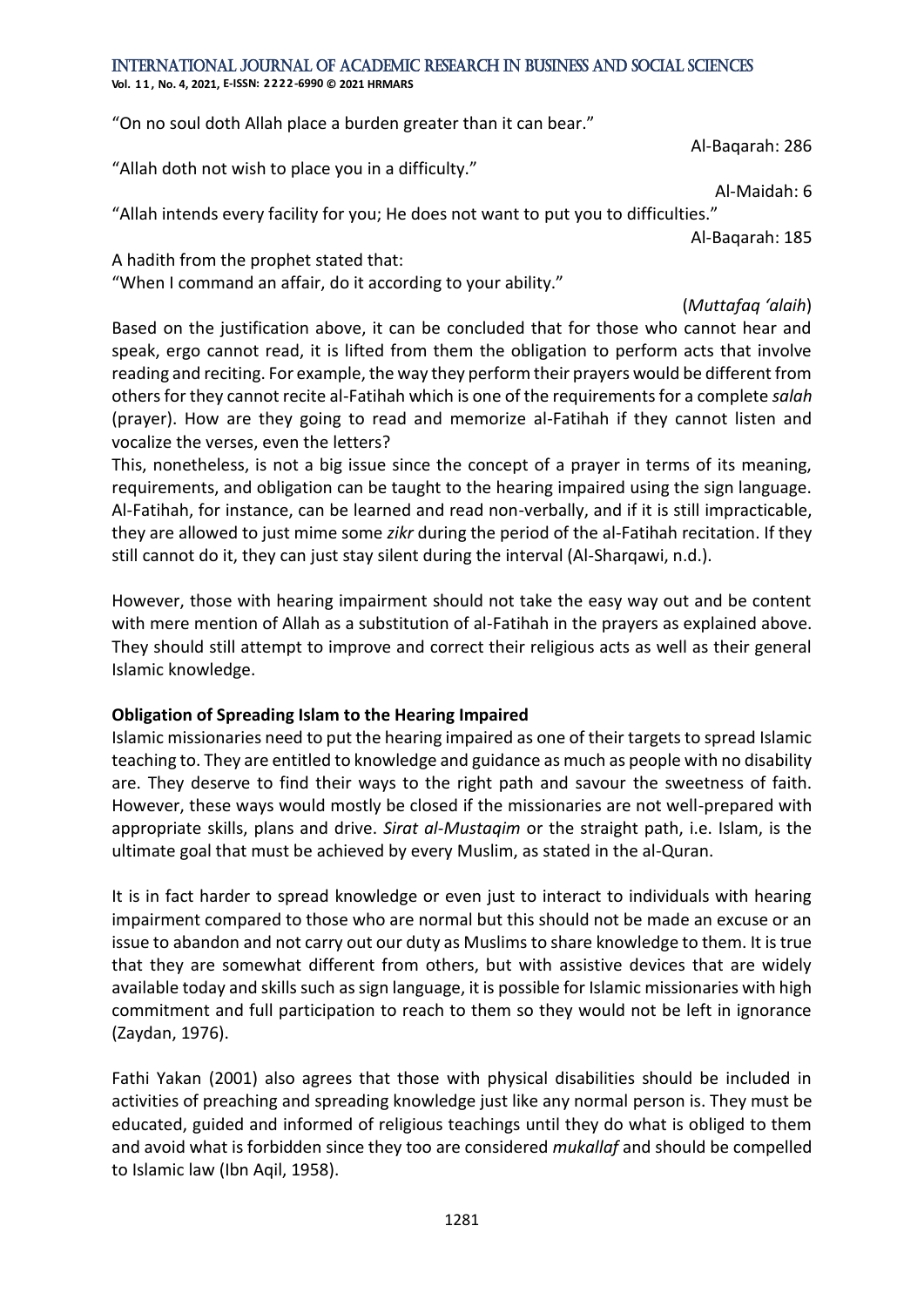"On no soul doth Allah place a burden greater than it can bear."

Al-Baqarah: 286

"Allah doth not wish to place you in a difficulty."

Al-Maidah: 6

"Allah intends every facility for you; He does not want to put you to difficulties."

Al-Baqarah: 185

A hadith from the prophet stated that:
"When I command an affair, do it according to your ability."

(*Muttafaq 'alaih*)

Based on the justification above, it can be concluded that for those who cannot hear and speak, ergo cannot read, it is lifted from them the obligation to perform acts that involve reading and reciting. For example, the way they perform their prayers would be different from others for they cannot recite al-Fatihah which is one of the requirements for a complete *salah* (prayer). How are they going to read and memorize al-Fatihah if they cannot listen and vocalize the verses, even the letters?

This, nonetheless, is not a big issue since the concept of a prayer in terms of its meaning, requirements, and obligation can be taught to the hearing impaired using the sign language. Al-Fatihah, for instance, can be learned and read non-verbally, and if it is still impracticable, they are allowed to just mime some *zikr* during the period of the al-Fatihah recitation. If they still cannot do it, they can just stay silent during the interval (Al-Sharqawi, n.d.).

However, those with hearing impairment should not take the easy way out and be content with mere mention of Allah as a substitution of al-Fatihah in the prayers as explained above. They should still attempt to improve and correct their religious acts as well as their general Islamic knowledge.

**Obligation of Spreading Islam to the Hearing Impaired**

Islamic missionaries need to put the hearing impaired as one of their targets to spread Islamic teaching to. They are entitled to knowledge and guidance as much as people with no disability are. They deserve to find their ways to the right path and savour the sweetness of faith. However, these ways would mostly be closed if the missionaries are not well-prepared with appropriate skills, plans and drive. *Sirat al-Mustaqim* or the straight path, i.e. Islam, is the ultimate goal that must be achieved by every Muslim, as stated in the al-Quran.

It is in fact harder to spread knowledge or even just to interact to individuals with hearing impairment compared to those who are normal but this should not be made an excuse or an issue to abandon and not carry out our duty as Muslims to share knowledge to them. It is true that they are somewhat different from others, but with assistive devices that are widely available today and skills such as sign language, it is possible for Islamic missionaries with high commitment and full participation to reach to them so they would not be left in ignorance (Zaydan, 1976).

Fathi Yakan (2001) also agrees that those with physical disabilities should be included in activities of preaching and spreading knowledge just like any normal person is. They must be educated, guided and informed of religious teachings until they do what is obliged to them and avoid what is forbidden since they too are considered *mukallaf* and should be compelled to Islamic law (Ibn Aqil, 1958).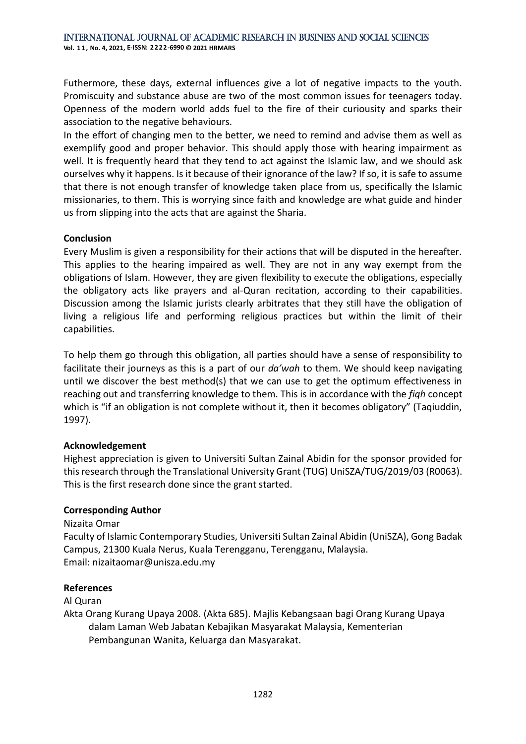Futhermore, these days, external influences give a lot of negative impacts to the youth. Promiscuity and substance abuse are two of the most common issues for teenagers today. Openness of the modern world adds fuel to the fire of their curiousity and sparks their association to the negative behaviours.

In the effort of changing men to the better, we need to remind and advise them as well as exemplify good and proper behavior. This should apply those with hearing impairment as well. It is frequently heard that they tend to act against the Islamic law, and we should ask ourselves why it happens. Is it because of their ignorance of the law? If so, it is safe to assume that there is not enough transfer of knowledge taken place from us, specifically the Islamic missionaries, to them. This is worrying since faith and knowledge are what guide and hinder us from slipping into the acts that are against the Sharia.

**Conclusion**

Every Muslim is given a responsibility for their actions that will be disputed in the hereafter. This applies to the hearing impaired as well. They are not in any way exempt from the obligations of Islam. However, they are given flexibility to execute the obligations, especially the obligatory acts like prayers and al-Quran recitation, according to their capabilities. Discussion among the Islamic jurists clearly arbitrates that they still have the obligation of living a religious life and performing religious practices but within the limit of their capabilities.

To help them go through this obligation, all parties should have a sense of responsibility to facilitate their journeys as this is a part of our *da'wah* to them. We should keep navigating until we discover the best method(s) that we can use to get the optimum effectiveness in reaching out and transferring knowledge to them. This is in accordance with the *fiqh* concept which is "if an obligation is not complete without it, then it becomes obligatory" (Taqiuddin, 1997).

**Acknowledgement**

Highest appreciation is given to Universiti Sultan Zainal Abidin for the sponsor provided for this research through the Translational University Grant (TUG) UniSZA/TUG/2019/03 (R0063). This is the first research done since the grant started.

**Corresponding Author**

Nizaita Omar
Faculty of Islamic Contemporary Studies, Universiti Sultan Zainal Abidin (UniSZA), Gong Badak Campus, 21300 Kuala Nerus, Kuala Terengganu, Terengganu, Malaysia.
Email: nizaitaomar@unisza.edu.my

**References**

Al Quran

Akta Orang Kurang Upaya 2008. (Akta 685). Majlis Kebangsaan bagi Orang Kurang Upaya dalam Laman Web Jabatan Kebajikan Masyarakat Malaysia, Kementerian Pembangunan Wanita, Keluarga dan Masyarakat.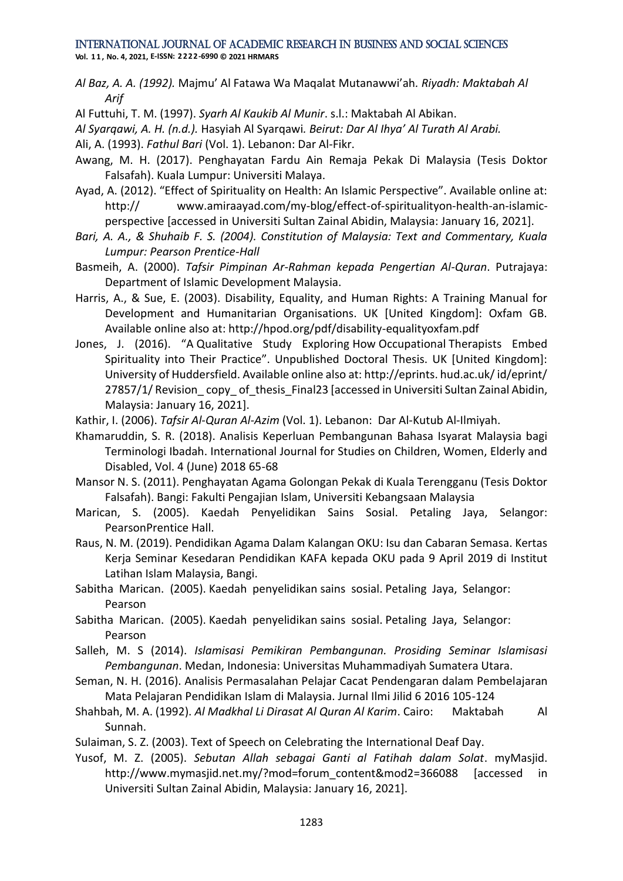*Al Baz, A. A. (1992).* Majmu' Al Fatawa Wa Maqalat Mutanawwi'ah*. Riyadh: Maktabah Al Arif*

Al Futtuhi, T. M. (1997). *Syarh Al Kaukib Al Munir*. s.l.: Maktabah Al Abikan.

*Al Syarqawi, A. H. (n.d.).* Hasyiah Al Syarqawi*. Beirut: Dar Al Ihya' Al Turath Al Arabi.*

Ali, A. (1993). *Fathul Bari* (Vol. 1). Lebanon: Dar Al-Fikr.

Awang, M. H. (2017). Penghayatan Fardu Ain Remaja Pekak Di Malaysia (Tesis Doktor Falsafah). Kuala Lumpur: Universiti Malaya.

Ayad, A. (2012). "Effect of Spirituality on Health: An Islamic Perspective". Available online at: http:// www.amiraayad.com/my-blog/effect-of-spiritualityon-health-an-islamic-perspective [accessed in Universiti Sultan Zainal Abidin, Malaysia: January 16, 2021].

*Bari, A. A., & Shuhaib F. S. (2004). Constitution of Malaysia: Text and Commentary, Kuala Lumpur: Pearson Prentice-Hall*

Basmeih, A. (2000). *Tafsir Pimpinan Ar-Rahman kepada Pengertian Al-Quran*. Putrajaya: Department of Islamic Development Malaysia.

Harris, A., & Sue, E. (2003). Disability, Equality, and Human Rights: A Training Manual for Development and Humanitarian Organisations. UK [United Kingdom]: Oxfam GB. Available online also at: http://hpod.org/pdf/disability-equalityoxfam.pdf

Jones, J. (2016). "A Qualitative Study Exploring How Occupational Therapists Embed Spirituality into Their Practice". Unpublished Doctoral Thesis. UK [United Kingdom]: University of Huddersfield. Available online also at: http://eprints. hud.ac.uk/ id/eprint/ 27857/1/ Revision_ copy_ of_thesis_Final23 [accessed in Universiti Sultan Zainal Abidin, Malaysia: January 16, 2021].

Kathir, I. (2006). *Tafsir Al-Quran Al-Azim* (Vol. 1). Lebanon: Dar Al-Kutub Al-Ilmiyah.

Khamaruddin, S. R. (2018). Analisis Keperluan Pembangunan Bahasa Isyarat Malaysia bagi Terminologi Ibadah. International Journal for Studies on Children, Women, Elderly and Disabled, Vol. 4 (June) 2018 65-68

Mansor N. S. (2011). Penghayatan Agama Golongan Pekak di Kuala Terengganu (Tesis Doktor Falsafah). Bangi: Fakulti Pengajian Islam, Universiti Kebangsaan Malaysia

Marican, S. (2005). Kaedah Penyelidikan Sains Sosial. Petaling Jaya, Selangor: PearsonPrentice Hall.

Raus, N. M. (2019). Pendidikan Agama Dalam Kalangan OKU: Isu dan Cabaran Semasa. Kertas Kerja Seminar Kesedaran Pendidikan KAFA kepada OKU pada 9 April 2019 di Institut Latihan Islam Malaysia, Bangi.

Sabitha Marican. (2005). Kaedah penyelidikan sains sosial. Petaling Jaya, Selangor: Pearson

Sabitha Marican. (2005). Kaedah penyelidikan sains sosial. Petaling Jaya, Selangor: Pearson

Salleh, M. S (2014). *Islamisasi Pemikiran Pembangunan. Prosiding Seminar Islamisasi Pembangunan*. Medan, Indonesia: Universitas Muhammadiyah Sumatera Utara.

Seman, N. H. (2016). Analisis Permasalahan Pelajar Cacat Pendengaran dalam Pembelajaran Mata Pelajaran Pendidikan Islam di Malaysia. Jurnal Ilmi Jilid 6 2016 105-124

Shahbah, M. A. (1992). *Al Madkhal Li Dirasat Al Quran Al Karim*. Cairo: Maktabah Al Sunnah.

Sulaiman, S. Z. (2003). Text of Speech on Celebrating the International Deaf Day.

Yusof, M. Z. (2005). *Sebutan Allah sebagai Ganti al Fatihah dalam Solat*. myMasjid. http://www.mymasjid.net.my/?mod=forum_content&mod2=366088 [accessed in Universiti Sultan Zainal Abidin, Malaysia: January 16, 2021].